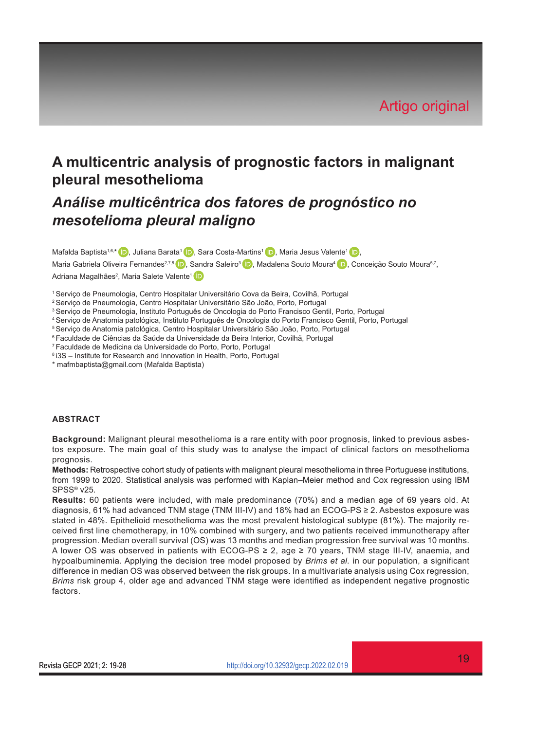Artigo original

# A multicentric analysis of prognostic factors in malignant pleural mesothelioma

## *Análise multicêntrica dos fatores de prognóstico no mesotelioma pleural maligno*

Mafalda Baptista[1,6,*], Juliana Barata[1], Sara Costa-Martins[1], Maria Jesus Valente[1], Maria Gabriela Oliveira Fernandes[2,7,8], Sandra Saleiro[3], Madalena Souto Moura[4], Conceição Souto Moura[5,7], Adriana Magalhães[2], Maria Salete Valente[1]

[1] Serviço de Pneumologia, Centro Hospitalar Universitário Cova da Beira, Covilhã, Portugal
[2] Serviço de Pneumologia, Centro Hospitalar Universitário São João, Porto, Portugal
[3] Serviço de Pneumologia, Instituto Português de Oncologia do Porto Francisco Gentil, Porto, Portugal
[4] Serviço de Anatomia patológica, Instituto Português de Oncologia do Porto Francisco Gentil, Porto, Portugal
[5] Serviço de Anatomia patológica, Centro Hospitalar Universitário São João, Porto, Portugal
[6] Faculdade de Ciências da Saúde da Universidade da Beira Interior, Covilhã, Portugal
[7] Faculdade de Medicina da Universidade do Porto, Porto, Portugal
[8] i3S – Institute for Research and Innovation in Health, Porto, Portugal
* mafmbaptista@gmail.com (Mafalda Baptista)

### ABSTRACT

**Background:** Malignant pleural mesothelioma is a rare entity with poor prognosis, linked to previous asbestos exposure. The main goal of this study was to analyse the impact of clinical factors on mesothelioma prognosis.
**Methods:** Retrospective cohort study of patients with malignant pleural mesothelioma in three Portuguese institutions, from 1999 to 2020. Statistical analysis was performed with Kaplan–Meier method and Cox regression using IBM SPSS® v25.
**Results:** 60 patients were included, with male predominance (70%) and a median age of 69 years old. At diagnosis, 61% had advanced TNM stage (TNM III-IV) and 18% had an ECOG-PS ≥ 2. Asbestos exposure was stated in 48%. Epithelioid mesothelioma was the most prevalent histological subtype (81%). The majority received first line chemotherapy, in 10% combined with surgery, and two patients received immunotherapy after progression. Median overall survival (OS) was 13 months and median progression free survival was 10 months. A lower OS was observed in patients with ECOG-PS ≥ 2, age ≥ 70 years, TNM stage III-IV, anaemia, and hypoalbuminemia. Applying the decision tree model proposed by *Brims et al.* in our population, a significant difference in median OS was observed between the risk groups. In a multivariate analysis using Cox regression, *Brims* risk group 4, older age and advanced TNM stage were identified as independent negative prognostic factors.

http://doi.org/10.32932/gecp.2022.02.019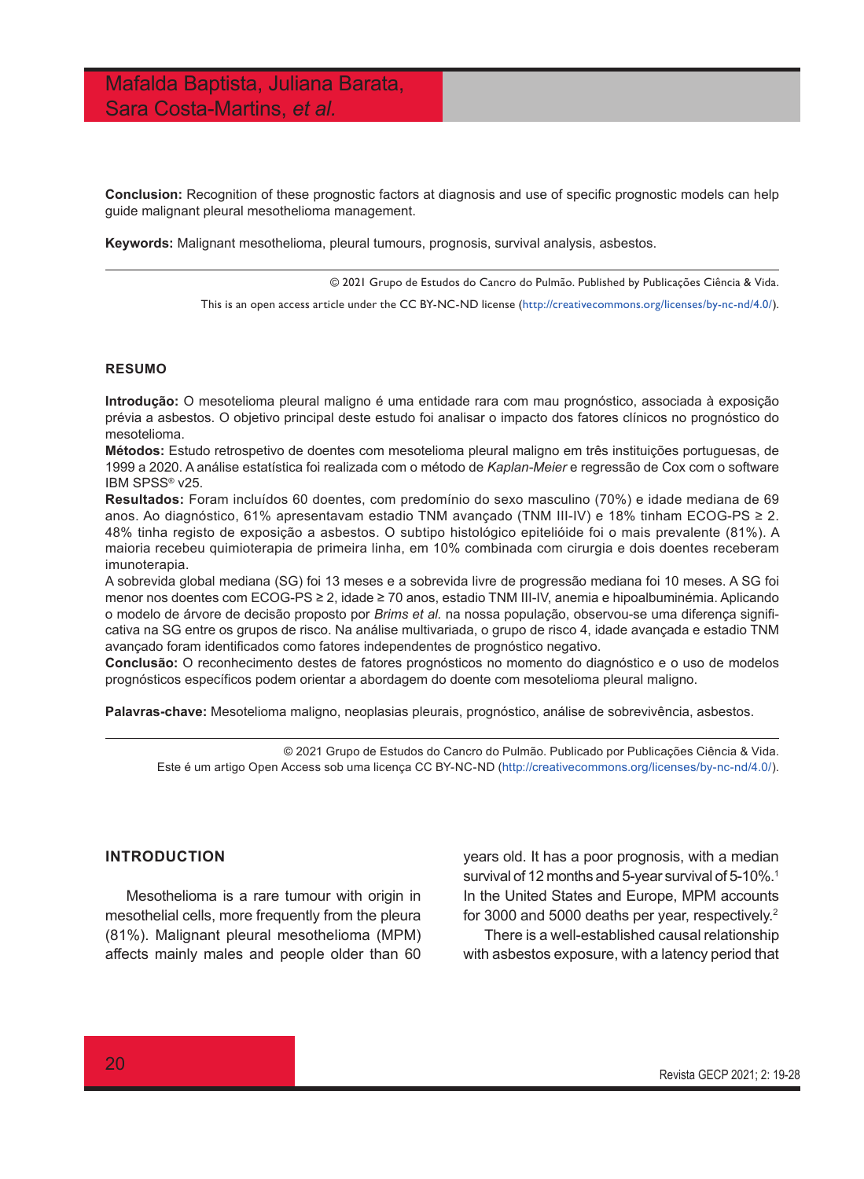**Conclusion:** Recognition of these prognostic factors at diagnosis and use of specific prognostic models can help guide malignant pleural mesothelioma management.

**Keywords:** Malignant mesothelioma, pleural tumours, prognosis, survival analysis, asbestos.

© 2021 Grupo de Estudos do Cancro do Pulmão. Published by Publicações Ciência & Vida.
This is an open access article under the CC BY-NC-ND license (http://creativecommons.org/licenses/by-nc-nd/4.0/).

## RESUMO

**Introdução:** O mesotelioma pleural maligno é uma entidade rara com mau prognóstico, associada à exposição prévia a asbestos. O objetivo principal deste estudo foi analisar o impacto dos fatores clínicos no prognóstico do mesotelioma.
**Métodos:** Estudo retrospetivo de doentes com mesotelioma pleural maligno em três instituições portuguesas, de 1999 a 2020. A análise estatística foi realizada com o método de *Kaplan-Meier* e regressão de Cox com o software IBM SPSS® v25.
**Resultados:** Foram incluídos 60 doentes, com predomínio do sexo masculino (70%) e idade mediana de 69 anos. Ao diagnóstico, 61% apresentavam estadio TNM avançado (TNM III-IV) e 18% tinham ECOG-PS ≥ 2. 48% tinha registo de exposição a asbestos. O subtipo histológico epitelióide foi o mais prevalente (81%). A maioria recebeu quimioterapia de primeira linha, em 10% combinada com cirurgia e dois doentes receberam imunoterapia.
A sobrevida global mediana (SG) foi 13 meses e a sobrevida livre de progressão mediana foi 10 meses. A SG foi menor nos doentes com ECOG-PS ≥ 2, idade ≥ 70 anos, estadio TNM III-IV, anemia e hipoalbuminémia. Aplicando o modelo de árvore de decisão proposto por *Brims et al.* na nossa população, observou-se uma diferença significativa na SG entre os grupos de risco. Na análise multivariada, o grupo de risco 4, idade avançada e estadio TNM avançado foram identificados como fatores independentes de prognóstico negativo.
**Conclusão:** O reconhecimento destes de fatores prognósticos no momento do diagnóstico e o uso de modelos prognósticos específicos podem orientar a abordagem do doente com mesotelioma pleural maligno.

**Palavras-chave:** Mesotelioma maligno, neoplasias pleurais, prognóstico, análise de sobrevivência, asbestos.

© 2021 Grupo de Estudos do Cancro do Pulmão. Publicado por Publicações Ciência & Vida.
Este é um artigo Open Access sob uma licença CC BY-NC-ND (http://creativecommons.org/licenses/by-nc-nd/4.0/).

## INTRODUCTION

Mesothelioma is a rare tumour with origin in mesothelial cells, more frequently from the pleura (81%). Malignant pleural mesothelioma (MPM) affects mainly males and people older than 60 years old. It has a poor prognosis, with a median survival of 12 months and 5-year survival of 5-10%.[1] In the United States and Europe, MPM accounts for 3000 and 5000 deaths per year, respectively.[2]

There is a well-established causal relationship with asbestos exposure, with a latency period that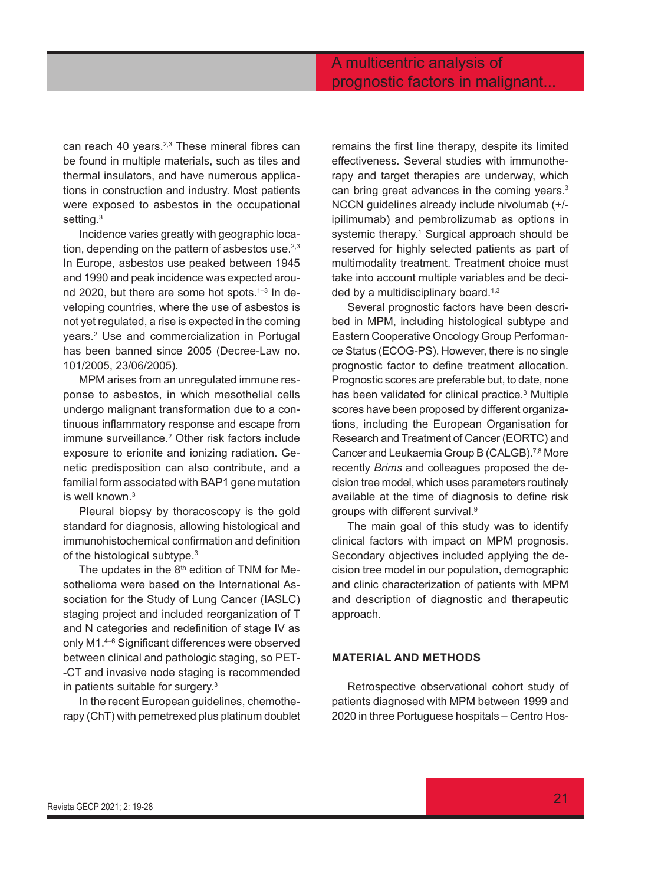can reach 40 years.[2,3] These mineral fibres can be found in multiple materials, such as tiles and thermal insulators, and have numerous applications in construction and industry. Most patients were exposed to asbestos in the occupational setting.[3]

Incidence varies greatly with geographic location, depending on the pattern of asbestos use.[2,3] In Europe, asbestos use peaked between 1945 and 1990 and peak incidence was expected around 2020, but there are some hot spots.[1–3] In developing countries, where the use of asbestos is not yet regulated, a rise is expected in the coming years.[2] Use and commercialization in Portugal has been banned since 2005 (Decree-Law no. 101/2005, 23/06/2005).

MPM arises from an unregulated immune response to asbestos, in which mesothelial cells undergo malignant transformation due to a continuous inflammatory response and escape from immune surveillance.[2] Other risk factors include exposure to erionite and ionizing radiation. Genetic predisposition can also contribute, and a familial form associated with BAP1 gene mutation is well known.[3]

Pleural biopsy by thoracoscopy is the gold standard for diagnosis, allowing histological and immunohistochemical confirmation and definition of the histological subtype.[3]

The updates in the 8th edition of TNM for Mesothelioma were based on the International Association for the Study of Lung Cancer (IASLC) staging project and included reorganization of T and N categories and redefinition of stage IV as only M1.[4–6] Significant differences were observed between clinical and pathologic staging, so PET-CT and invasive node staging is recommended in patients suitable for surgery.[3]

In the recent European guidelines, chemotherapy (ChT) with pemetrexed plus platinum doublet remains the first line therapy, despite its limited effectiveness. Several studies with immunotherapy and target therapies are underway, which can bring great advances in the coming years.[3] NCCN guidelines already include nivolumab (+/- ipilimumab) and pembrolizumab as options in systemic therapy.[1] Surgical approach should be reserved for highly selected patients as part of multimodality treatment. Treatment choice must take into account multiple variables and be decided by a multidisciplinary board.[1,3]

Several prognostic factors have been described in MPM, including histological subtype and Eastern Cooperative Oncology Group Performance Status (ECOG-PS). However, there is no single prognostic factor to define treatment allocation. Prognostic scores are preferable but, to date, none has been validated for clinical practice.[3] Multiple scores have been proposed by different organizations, including the European Organisation for Research and Treatment of Cancer (EORTC) and Cancer and Leukaemia Group B (CALGB).[7,8] More recently *Brims* and colleagues proposed the decision tree model, which uses parameters routinely available at the time of diagnosis to define risk groups with different survival.[9]

The main goal of this study was to identify clinical factors with impact on MPM prognosis. Secondary objectives included applying the decision tree model in our population, demographic and clinic characterization of patients with MPM and description of diagnostic and therapeutic approach.

## MATERIAL AND METHODS

Retrospective observational cohort study of patients diagnosed with MPM between 1999 and 2020 in three Portuguese hospitals – Centro Hos-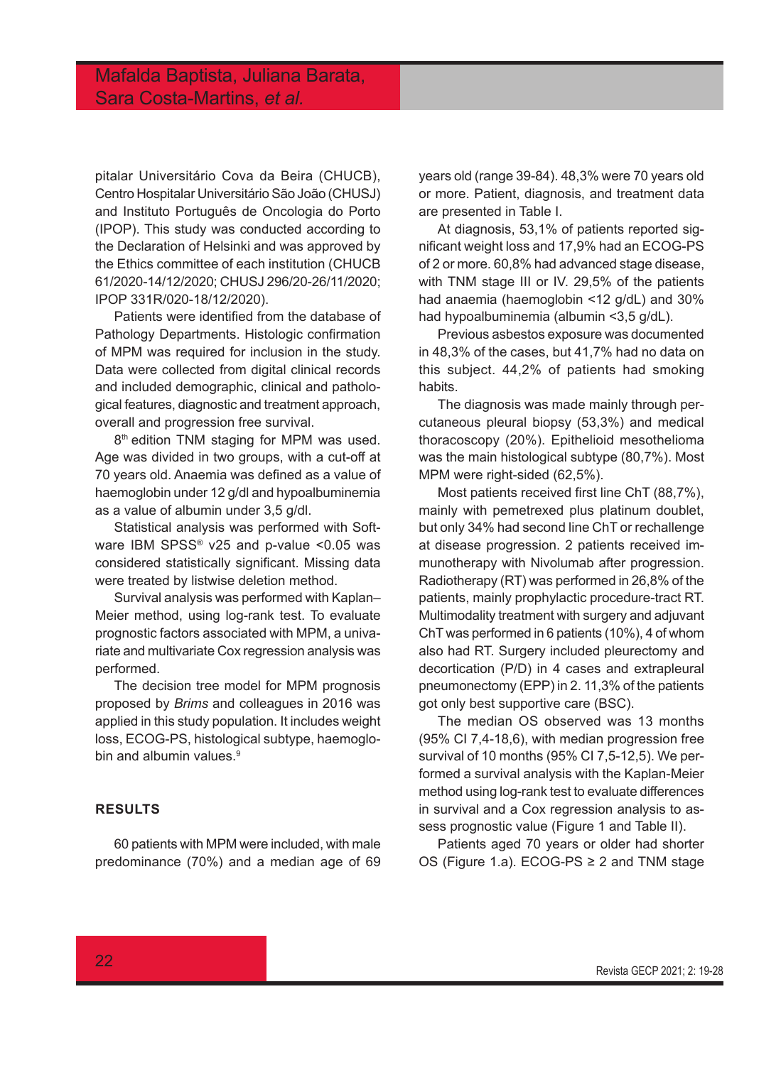pitalar Universitário Cova da Beira (CHUCB), Centro Hospitalar Universitário São João (CHUSJ) and Instituto Português de Oncologia do Porto (IPOP). This study was conducted according to the Declaration of Helsinki and was approved by the Ethics committee of each institution (CHUCB 61/2020-14/12/2020; CHUSJ 296/20-26/11/2020; IPOP 331R/020-18/12/2020).

Patients were identified from the database of Pathology Departments. Histologic confirmation of MPM was required for inclusion in the study. Data were collected from digital clinical records and included demographic, clinical and pathological features, diagnostic and treatment approach, overall and progression free survival.

8th edition TNM staging for MPM was used. Age was divided in two groups, with a cut-off at 70 years old. Anaemia was defined as a value of haemoglobin under 12 g/dl and hypoalbuminemia as a value of albumin under 3,5 g/dl.

Statistical analysis was performed with Software IBM SPSS® v25 and p-value <0.05 was considered statistically significant. Missing data were treated by listwise deletion method.

Survival analysis was performed with Kaplan–Meier method, using log-rank test. To evaluate prognostic factors associated with MPM, a univariate and multivariate Cox regression analysis was performed.

The decision tree model for MPM prognosis proposed by *Brims* and colleagues in 2016 was applied in this study population. It includes weight loss, ECOG-PS, histological subtype, haemoglobin and albumin values.[9]

## RESULTS

60 patients with MPM were included, with male predominance (70%) and a median age of 69 years old (range 39-84). 48,3% were 70 years old or more. Patient, diagnosis, and treatment data are presented in Table I.

At diagnosis, 53,1% of patients reported significant weight loss and 17,9% had an ECOG-PS of 2 or more. 60,8% had advanced stage disease, with TNM stage III or IV. 29,5% of the patients had anaemia (haemoglobin <12 g/dL) and 30% had hypoalbuminemia (albumin <3,5 g/dL).

Previous asbestos exposure was documented in 48,3% of the cases, but 41,7% had no data on this subject. 44,2% of patients had smoking habits.

The diagnosis was made mainly through percutaneous pleural biopsy (53,3%) and medical thoracoscopy (20%). Epithelioid mesothelioma was the main histological subtype (80,7%). Most MPM were right-sided (62,5%).

Most patients received first line ChT (88,7%), mainly with pemetrexed plus platinum doublet, but only 34% had second line ChT or rechallenge at disease progression. 2 patients received immunotherapy with Nivolumab after progression. Radiotherapy (RT) was performed in 26,8% of the patients, mainly prophylactic procedure-tract RT. Multimodality treatment with surgery and adjuvant ChT was performed in 6 patients (10%), 4 of whom also had RT. Surgery included pleurectomy and decortication (P/D) in 4 cases and extrapleural pneumonectomy (EPP) in 2. 11,3% of the patients got only best supportive care (BSC).

The median OS observed was 13 months (95% CI 7,4-18,6), with median progression free survival of 10 months (95% CI 7,5-12,5). We performed a survival analysis with the Kaplan-Meier method using log-rank test to evaluate differences in survival and a Cox regression analysis to assess prognostic value (Figure 1 and Table II).

Patients aged 70 years or older had shorter OS (Figure 1.a). ECOG-PS ≥ 2 and TNM stage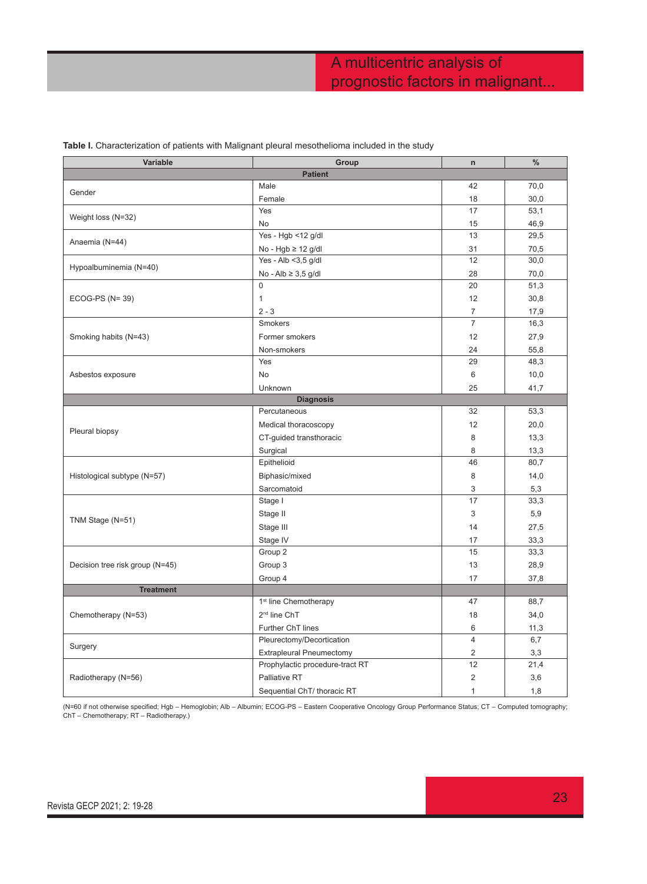**Table I.** Characterization of patients with Malignant pleural mesothelioma included in the study

| Variable | Group | n | % |
|---|---|---|---|
| **Patient** | | | |
| Gender | Male | 42 | 70,0 |
| | Female | 18 | 30,0 |
| Weight loss (N=32) | Yes | 17 | 53,1 |
| | No | 15 | 46,9 |
| Anaemia (N=44) | Yes - Hgb <12 g/dl | 13 | 29,5 |
| | No - Hgb ≥ 12 g/dl | 31 | 70,5 |
| Hypoalbuminemia (N=40) | Yes - Alb <3,5 g/dl | 12 | 30,0 |
| | No - Alb ≥ 3,5 g/dl | 28 | 70,0 |
| ECOG-PS (N= 39) | 0 | 20 | 51,3 |
| | 1 | 12 | 30,8 |
| | 2 - 3 | 7 | 17,9 |
| Smoking habits (N=43) | Smokers | 7 | 16,3 |
| | Former smokers | 12 | 27,9 |
| | Non-smokers | 24 | 55,8 |
| Asbestos exposure | Yes | 29 | 48,3 |
| | No | 6 | 10,0 |
| | Unknown | 25 | 41,7 |
| **Diagnosis** | | | |
| Pleural biopsy | Percutaneous | 32 | 53,3 |
| | Medical thoracoscopy | 12 | 20,0 |
| | CT-guided transthoracic | 8 | 13,3 |
| | Surgical | 8 | 13,3 |
| Histological subtype (N=57) | Epithelioid | 46 | 80,7 |
| | Biphasic/mixed | 8 | 14,0 |
| | Sarcomatoid | 3 | 5,3 |
| TNM Stage (N=51) | Stage I | 17 | 33,3 |
| | Stage II | 3 | 5,9 |
| | Stage III | 14 | 27,5 |
| | Stage IV | 17 | 33,3 |
| Decision tree risk group (N=45) | Group 2 | 15 | 33,3 |
| | Group 3 | 13 | 28,9 |
| | Group 4 | 17 | 37,8 |
| **Treatment** | | | |
| Chemotherapy (N=53) | 1st line Chemotherapy | 47 | 88,7 |
| | 2nd line ChT | 18 | 34,0 |
| | Further ChT lines | 6 | 11,3 |
| Surgery | Pleurectomy/Decortication | 4 | 6,7 |
| | Extrapleural Pneumectomy | 2 | 3,3 |
| Radiotherapy (N=56) | Prophylactic procedure-tract RT | 12 | 21,4 |
| | Palliative RT | 2 | 3,6 |
| | Sequential ChT/ thoracic RT | 1 | 1,8 |

(N=60 if not otherwise specified; Hgb – Hemoglobin; Alb – Albumin; ECOG-PS – Eastern Cooperative Oncology Group Performance Status; CT – Computed tomography; ChT – Chemotherapy; RT – Radiotherapy.)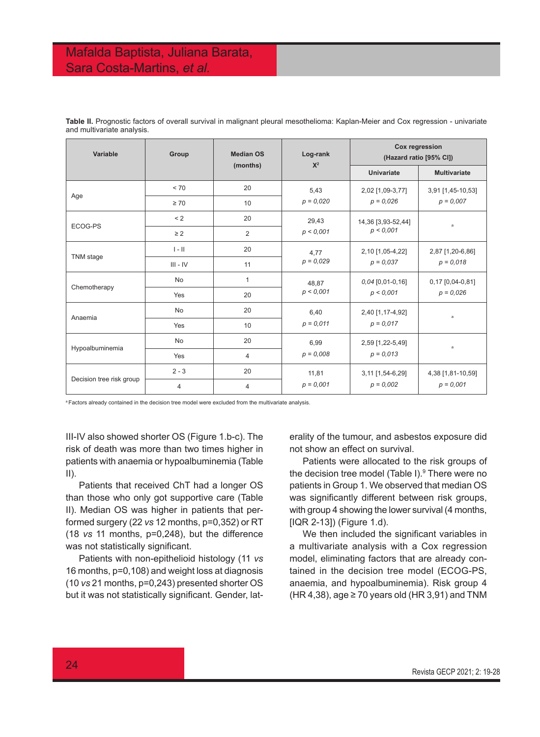**Table II.** Prognostic factors of overall survival in malignant pleural mesothelioma: Kaplan-Meier and Cox regression - univariate and multivariate analysis.

| Variable | Group | Median OS (months) | Log-rank $X^2$ | Cox regression (Hazard ratio [95% CI]) | |
|---|---|---|---|---|---|
| | | | | Univariate | Multivariate |
| Age | < 70 | 20 | 5,43 *p = 0,020* | 2,02 [1,09-3,77] *p = 0,026* | 3,91 [1,45-10,53] *p = 0,007* |
| | ≥ 70 | 10 | | | |
| ECOG-PS | < 2 | 20 | 29,43 *p < 0,001* | 14,36 [3,93-52,44] *p < 0,001* | [a] |
| | ≥ 2 | 2 | | | |
| TNM stage | I - II | 20 | 4,77 *p = 0,029* | 2,10 [1,05-4,22] *p = 0,037* | 2,87 [1,20-6,86] *p = 0,018* |
| | III - IV | 11 | | | |
| Chemotherapy | No | 1 | 48,87 *p < 0,001* | *0,04* [0,01-0,16] *p < 0,001* | 0,17 [0,04-0,81] *p = 0,026* |
| | Yes | 20 | | | |
| Anaemia | No | 20 | 6,40 *p = 0,011* | 2,40 [1,17-4,92] *p = 0,017* | [a] |
| | Yes | 10 | | | |
| Hypoalbuminemia | No | 20 | 6,99 *p = 0,008* | 2,59 [1,22-5,49] *p = 0,013* | [a] |
| | Yes | 4 | | | |
| Decision tree risk group | 2 - 3 | 20 | 11,81 *p = 0,001* | 3,11 [1,54-6,29] *p = 0,002* | 4,38 [1,81-10,59] *p = 0,001* |
| | 4 | 4 | | | |

[a] Factors already contained in the decision tree model were excluded from the multivariate analysis.

III-IV also showed shorter OS (Figure 1.b-c). The risk of death was more than two times higher in patients with anaemia or hypoalbuminemia (Table II).

Patients that received ChT had a longer OS than those who only got supportive care (Table II). Median OS was higher in patients that performed surgery (22 *vs* 12 months, p=0,352) or RT (18 *vs* 11 months, p=0,248), but the difference was not statistically significant.

Patients with non-epithelioid histology (11 *vs* 16 months, p=0,108) and weight loss at diagnosis (10 *vs* 21 months, p=0,243) presented shorter OS but it was not statistically significant. Gender, laterality of the tumour, and asbestos exposure did not show an effect on survival.

Patients were allocated to the risk groups of the decision tree model (Table I).[9] There were no patients in Group 1. We observed that median OS was significantly different between risk groups, with group 4 showing the lower survival (4 months, [IQR 2-13]) (Figure 1.d).

We then included the significant variables in a multivariate analysis with a Cox regression model, eliminating factors that are already contained in the decision tree model (ECOG-PS, anaemia, and hypoalbuminemia). Risk group 4 (HR 4,38), age ≥ 70 years old (HR 3,91) and TNM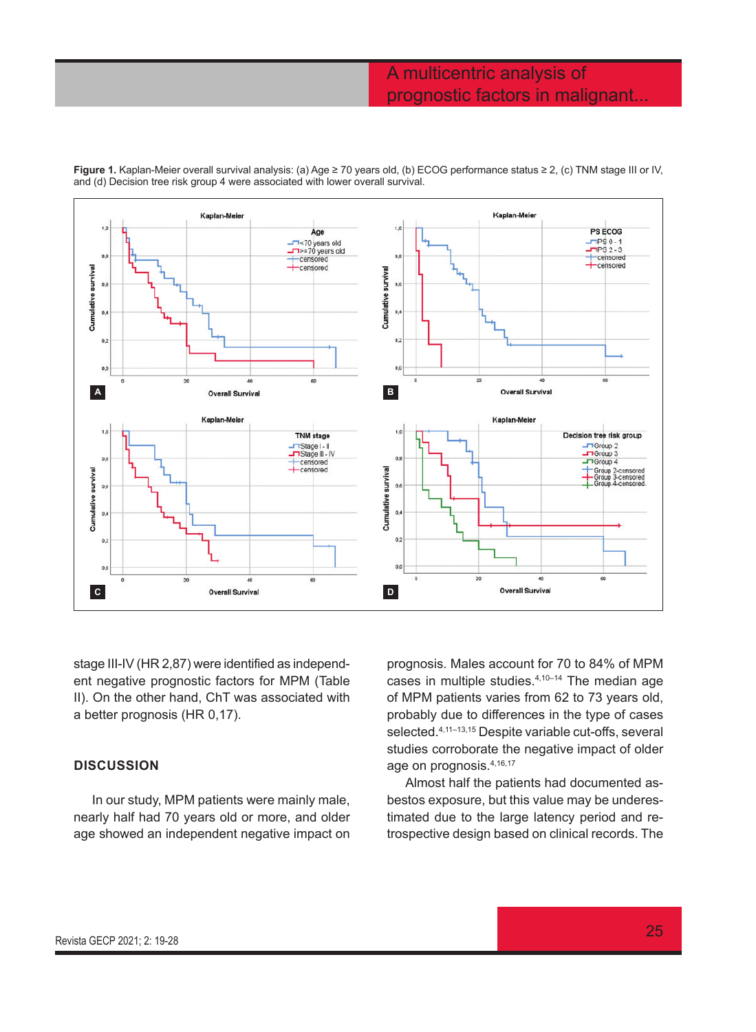**Figure 1.** Kaplan-Meier overall survival analysis: (a) Age ≥ 70 years old, (b) ECOG performance status ≥ 2, (c) TNM stage III or IV, and (d) Decision tree risk group 4 were associated with lower overall survival.

stage III-IV (HR 2,87) were identified as independent negative prognostic factors for MPM (Table II). On the other hand, ChT was associated with a better prognosis (HR 0,17).

## DISCUSSION

In our study, MPM patients were mainly male, nearly half had 70 years old or more, and older age showed an independent negative impact on prognosis. Males account for 70 to 84% of MPM cases in multiple studies.[4,10–14] The median age of MPM patients varies from 62 to 73 years old, probably due to differences in the type of cases selected.[4,11–13,15] Despite variable cut-offs, several studies corroborate the negative impact of older age on prognosis.[4,16,17]

Almost half the patients had documented asbestos exposure, but this value may be underestimated due to the large latency period and retrospective design based on clinical records. The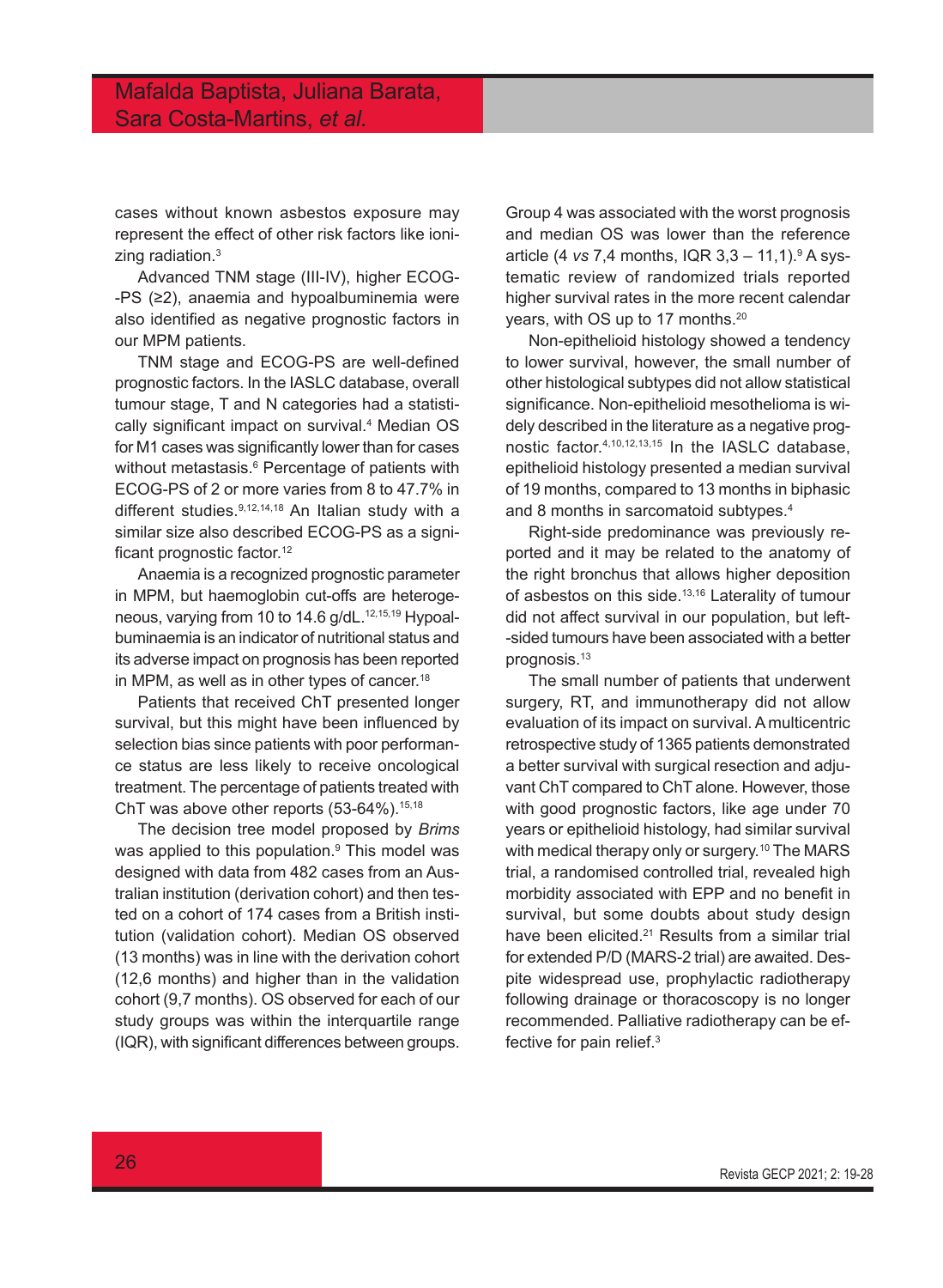cases without known asbestos exposure may represent the effect of other risk factors like ionizing radiation.[3]

Advanced TNM stage (III-IV), higher ECOG-PS (≥2), anaemia and hypoalbuminemia were also identified as negative prognostic factors in our MPM patients.

TNM stage and ECOG-PS are well-defined prognostic factors. In the IASLC database, overall tumour stage, T and N categories had a statistically significant impact on survival.[4] Median OS for M1 cases was significantly lower than for cases without metastasis.[6] Percentage of patients with ECOG-PS of 2 or more varies from 8 to 47.7% in different studies.[9,12,14,18] An Italian study with a similar size also described ECOG-PS as a significant prognostic factor.[12]

Anaemia is a recognized prognostic parameter in MPM, but haemoglobin cut-offs are heterogeneous, varying from 10 to 14.6 g/dL.[12,15,19] Hypoalbuminaemia is an indicator of nutritional status and its adverse impact on prognosis has been reported in MPM, as well as in other types of cancer.[18]

Patients that received ChT presented longer survival, but this might have been influenced by selection bias since patients with poor performance status are less likely to receive oncological treatment. The percentage of patients treated with ChT was above other reports (53-64%).[15,18]

The decision tree model proposed by *Brims* was applied to this population.[9] This model was designed with data from 482 cases from an Australian institution (derivation cohort) and then tested on a cohort of 174 cases from a British institution (validation cohort). Median OS observed (13 months) was in line with the derivation cohort (12,6 months) and higher than in the validation cohort (9,7 months). OS observed for each of our study groups was within the interquartile range (IQR), with significant differences between groups. Group 4 was associated with the worst prognosis and median OS was lower than the reference article (4 *vs* 7,4 months, IQR 3,3 – 11,1).[9] A systematic review of randomized trials reported higher survival rates in the more recent calendar years, with OS up to 17 months.[20]

Non-epithelioid histology showed a tendency to lower survival, however, the small number of other histological subtypes did not allow statistical significance. Non-epithelioid mesothelioma is widely described in the literature as a negative prognostic factor.[4,10,12,13,15] In the IASLC database, epithelioid histology presented a median survival of 19 months, compared to 13 months in biphasic and 8 months in sarcomatoid subtypes.[4]

Right-side predominance was previously reported and it may be related to the anatomy of the right bronchus that allows higher deposition of asbestos on this side.[13,16] Laterality of tumour did not affect survival in our population, but left-sided tumours have been associated with a better prognosis.[13]

The small number of patients that underwent surgery, RT, and immunotherapy did not allow evaluation of its impact on survival. A multicentric retrospective study of 1365 patients demonstrated a better survival with surgical resection and adjuvant ChT compared to ChT alone. However, those with good prognostic factors, like age under 70 years or epithelioid histology, had similar survival with medical therapy only or surgery.[10] The MARS trial, a randomised controlled trial, revealed high morbidity associated with EPP and no benefit in survival, but some doubts about study design have been elicited.[21] Results from a similar trial for extended P/D (MARS-2 trial) are awaited. Despite widespread use, prophylactic radiotherapy following drainage or thoracoscopy is no longer recommended. Palliative radiotherapy can be effective for pain relief.[3]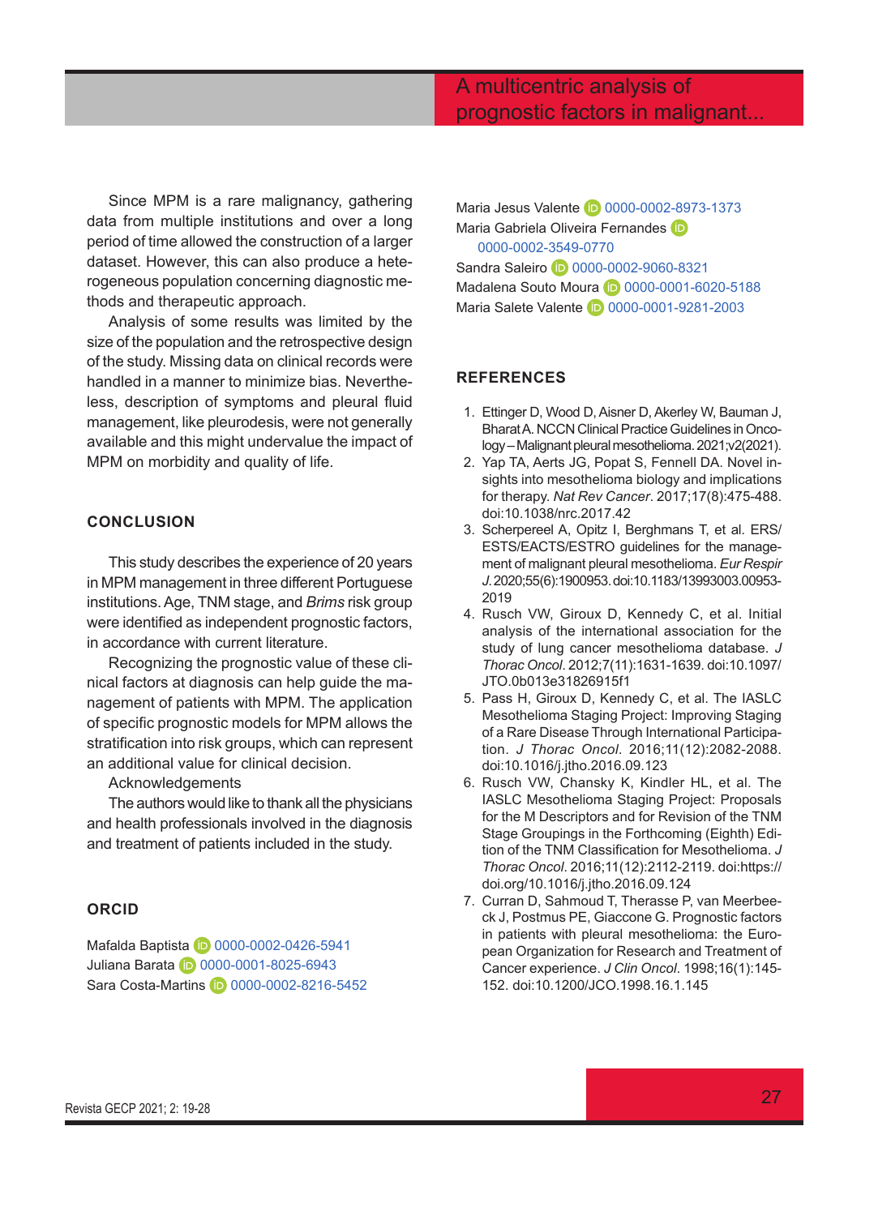Since MPM is a rare malignancy, gathering data from multiple institutions and over a long period of time allowed the construction of a larger dataset. However, this can also produce a heterogeneous population concerning diagnostic methods and therapeutic approach.

Analysis of some results was limited by the size of the population and the retrospective design of the study. Missing data on clinical records were handled in a manner to minimize bias. Nevertheless, description of symptoms and pleural fluid management, like pleurodesis, were not generally available and this might undervalue the impact of MPM on morbidity and quality of life.

## CONCLUSION

This study describes the experience of 20 years in MPM management in three different Portuguese institutions. Age, TNM stage, and *Brims* risk group were identified as independent prognostic factors, in accordance with current literature.

Recognizing the prognostic value of these clinical factors at diagnosis can help guide the management of patients with MPM. The application of specific prognostic models for MPM allows the stratification into risk groups, which can represent an additional value for clinical decision.

Acknowledgements

The authors would like to thank all the physicians and health professionals involved in the diagnosis and treatment of patients included in the study.

## ORCID

Mafalda Baptista 0000-0002-0426-5941
Juliana Barata 0000-0001-8025-6943
Sara Costa-Martins 0000-0002-8216-5452
Maria Jesus Valente 0000-0002-8973-1373
Maria Gabriela Oliveira Fernandes 0000-0002-3549-0770
Sandra Saleiro 0000-0002-9060-8321
Madalena Souto Moura 0000-0001-6020-5188
Maria Salete Valente 0000-0001-9281-2003

## REFERENCES

1. Ettinger D, Wood D, Aisner D, Akerley W, Bauman J, Bharat A. NCCN Clinical Practice Guidelines in Oncology – Malignant pleural mesothelioma. 2021;v2(2021).
2. Yap TA, Aerts JG, Popat S, Fennell DA. Novel insights into mesothelioma biology and implications for therapy. *Nat Rev Cancer*. 2017;17(8):475-488. doi:10.1038/nrc.2017.42
3. Scherpereel A, Opitz I, Berghmans T, et al. ERS/ESTS/EACTS/ESTRO guidelines for the management of malignant pleural mesothelioma. *Eur Respir J*. 2020;55(6):1900953. doi:10.1183/13993003.00953-2019
4. Rusch VW, Giroux D, Kennedy C, et al. Initial analysis of the international association for the study of lung cancer mesothelioma database. *J Thorac Oncol*. 2012;7(11):1631-1639. doi:10.1097/JTO.0b013e31826915f1
5. Pass H, Giroux D, Kennedy C, et al. The IASLC Mesothelioma Staging Project: Improving Staging of a Rare Disease Through International Participation. *J Thorac Oncol*. 2016;11(12):2082-2088. doi:10.1016/j.jtho.2016.09.123
6. Rusch VW, Chansky K, Kindler HL, et al. The IASLC Mesothelioma Staging Project: Proposals for the M Descriptors and for Revision of the TNM Stage Groupings in the Forthcoming (Eighth) Edition of the TNM Classification for Mesothelioma. *J Thorac Oncol*. 2016;11(12):2112-2119. doi:https://doi.org/10.1016/j.jtho.2016.09.124
7. Curran D, Sahmoud T, Therasse P, van Meerbeeck J, Postmus PE, Giaccone G. Prognostic factors in patients with pleural mesothelioma: the European Organization for Research and Treatment of Cancer experience. *J Clin Oncol*. 1998;16(1):145-152. doi:10.1200/JCO.1998.16.1.145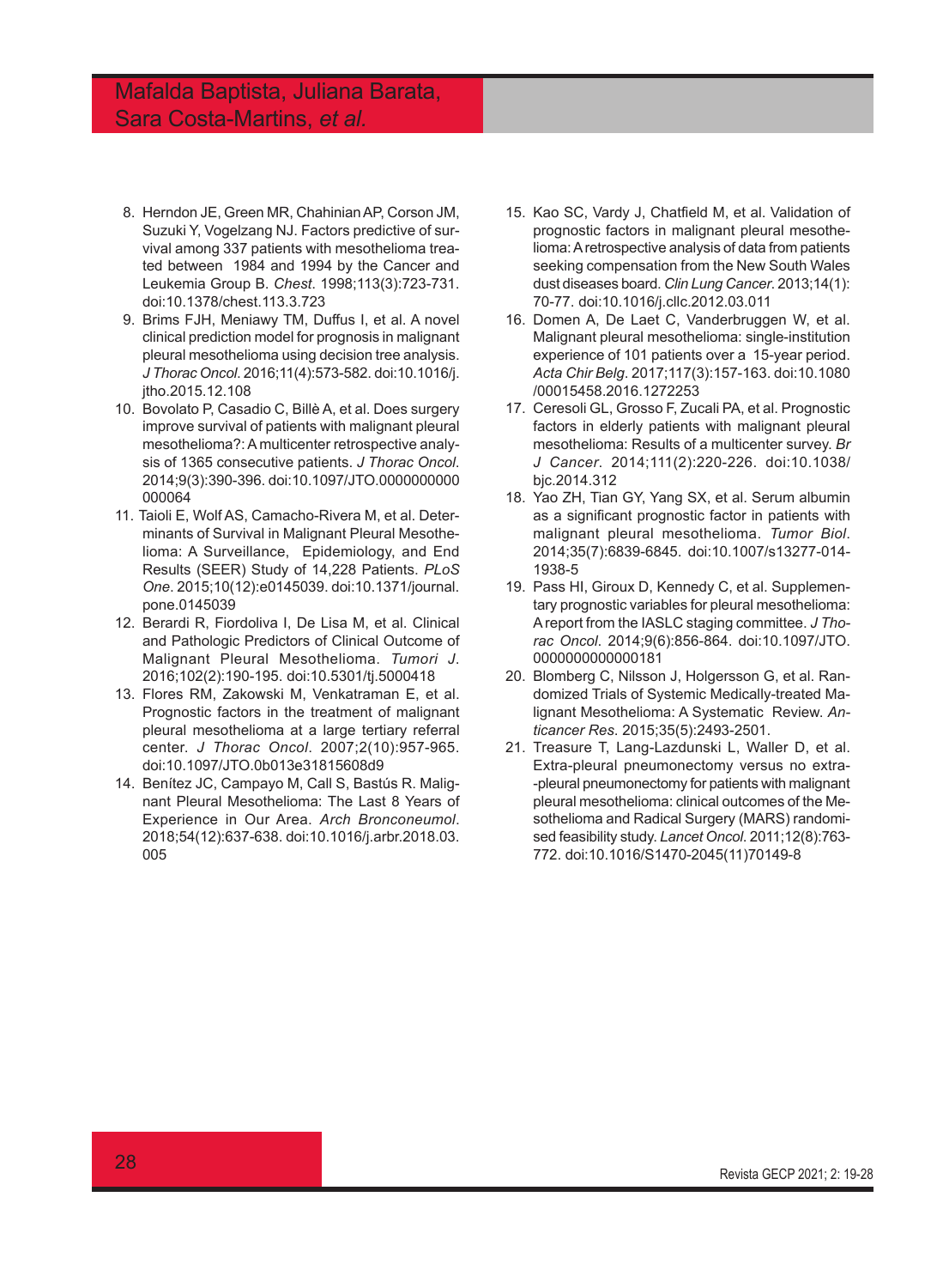8. Herndon JE, Green MR, Chahinian AP, Corson JM, Suzuki Y, Vogelzang NJ. Factors predictive of survival among 337 patients with mesothelioma treated between 1984 and 1994 by the Cancer and Leukemia Group B. *Chest*. 1998;113(3):723-731. doi:10.1378/chest.113.3.723
9. Brims FJH, Meniawy TM, Duffus I, et al. A novel clinical prediction model for prognosis in malignant pleural mesothelioma using decision tree analysis. *J Thorac Oncol*. 2016;11(4):573-582. doi:10.1016/j.jtho.2015.12.108
10. Bovolato P, Casadio C, Billè A, et al. Does surgery improve survival of patients with malignant pleural mesothelioma?: A multicenter retrospective analysis of 1365 consecutive patients. *J Thorac Oncol*. 2014;9(3):390-396. doi:10.1097/JTO.0000000000000064
11. Taioli E, Wolf AS, Camacho-Rivera M, et al. Determinants of Survival in Malignant Pleural Mesothelioma: A Surveillance, Epidemiology, and End Results (SEER) Study of 14,228 Patients. *PLoS One*. 2015;10(12):e0145039. doi:10.1371/journal.pone.0145039
12. Berardi R, Fiordoliva I, De Lisa M, et al. Clinical and Pathologic Predictors of Clinical Outcome of Malignant Pleural Mesothelioma. *Tumori J*. 2016;102(2):190-195. doi:10.5301/tj.5000418
13. Flores RM, Zakowski M, Venkatraman E, et al. Prognostic factors in the treatment of malignant pleural mesothelioma at a large tertiary referral center. *J Thorac Oncol*. 2007;2(10):957-965. doi:10.1097/JTO.0b013e31815608d9
14. Benítez JC, Campayo M, Call S, Bastús R. Malignant Pleural Mesothelioma: The Last 8 Years of Experience in Our Area. *Arch Bronconeumol*. 2018;54(12):637-638. doi:10.1016/j.arbr.2018.03.005
15. Kao SC, Vardy J, Chatfield M, et al. Validation of prognostic factors in malignant pleural mesothelioma: A retrospective analysis of data from patients seeking compensation from the New South Wales dust diseases board. *Clin Lung Cancer*. 2013;14(1):70-77. doi:10.1016/j.cllc.2012.03.011
16. Domen A, De Laet C, Vanderbruggen W, et al. Malignant pleural mesothelioma: single-institution experience of 101 patients over a 15-year period. *Acta Chir Belg*. 2017;117(3):157-163. doi:10.1080/00015458.2016.1272253
17. Ceresoli GL, Grosso F, Zucali PA, et al. Prognostic factors in elderly patients with malignant pleural mesothelioma: Results of a multicenter survey. *Br J Cancer*. 2014;111(2):220-226. doi:10.1038/bjc.2014.312
18. Yao ZH, Tian GY, Yang SX, et al. Serum albumin as a significant prognostic factor in patients with malignant pleural mesothelioma. *Tumor Biol*. 2014;35(7):6839-6845. doi:10.1007/s13277-014-1938-5
19. Pass HI, Giroux D, Kennedy C, et al. Supplementary prognostic variables for pleural mesothelioma: A report from the IASLC staging committee. *J Thorac Oncol*. 2014;9(6):856-864. doi:10.1097/JTO.0000000000000181
20. Blomberg C, Nilsson J, Holgersson G, et al. Randomized Trials of Systemic Medically-treated Malignant Mesothelioma: A Systematic Review. *Anticancer Res*. 2015;35(5):2493-2501.
21. Treasure T, Lang-Lazdunski L, Waller D, et al. Extra-pleural pneumonectomy versus no extra--pleural pneumonectomy for patients with malignant pleural mesothelioma: clinical outcomes of the Mesothelioma and Radical Surgery (MARS) randomised feasibility study. *Lancet Oncol*. 2011;12(8):763-772. doi:10.1016/S1470-2045(11)70149-8